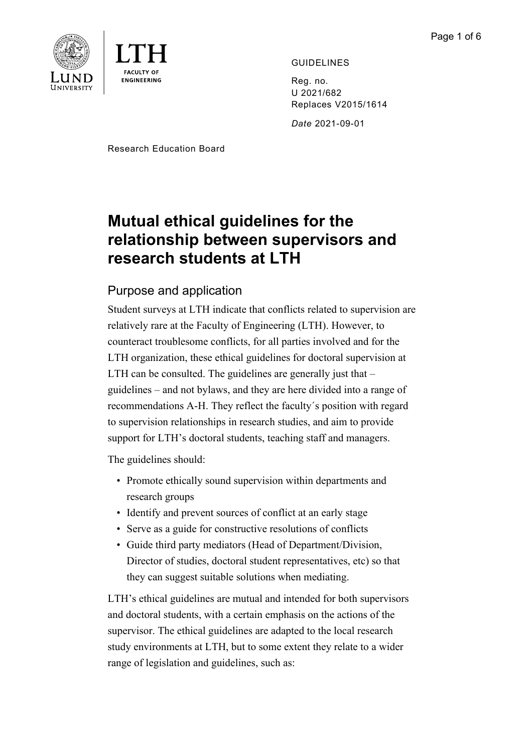GUIDELINES

Reg. no.
U 2021/682
Replaces V2015/1614

*Date* 2021-09-01

Research Education Board

# Mutual ethical guidelines for the relationship between supervisors and research students at LTH

## Purpose and application

Student surveys at LTH indicate that conflicts related to supervision are relatively rare at the Faculty of Engineering (LTH). However, to counteract troublesome conflicts, for all parties involved and for the LTH organization, these ethical guidelines for doctoral supervision at LTH can be consulted. The guidelines are generally just that – guidelines – and not bylaws, and they are here divided into a range of recommendations A-H. They reflect the faculty´s position with regard to supervision relationships in research studies, and aim to provide support for LTH's doctoral students, teaching staff and managers.

The guidelines should:

- Promote ethically sound supervision within departments and research groups
- Identify and prevent sources of conflict at an early stage
- Serve as a guide for constructive resolutions of conflicts
- Guide third party mediators (Head of Department/Division, Director of studies, doctoral student representatives, etc) so that they can suggest suitable solutions when mediating.

LTH's ethical guidelines are mutual and intended for both supervisors and doctoral students, with a certain emphasis on the actions of the supervisor. The ethical guidelines are adapted to the local research study environments at LTH, but to some extent they relate to a wider range of legislation and guidelines, such as: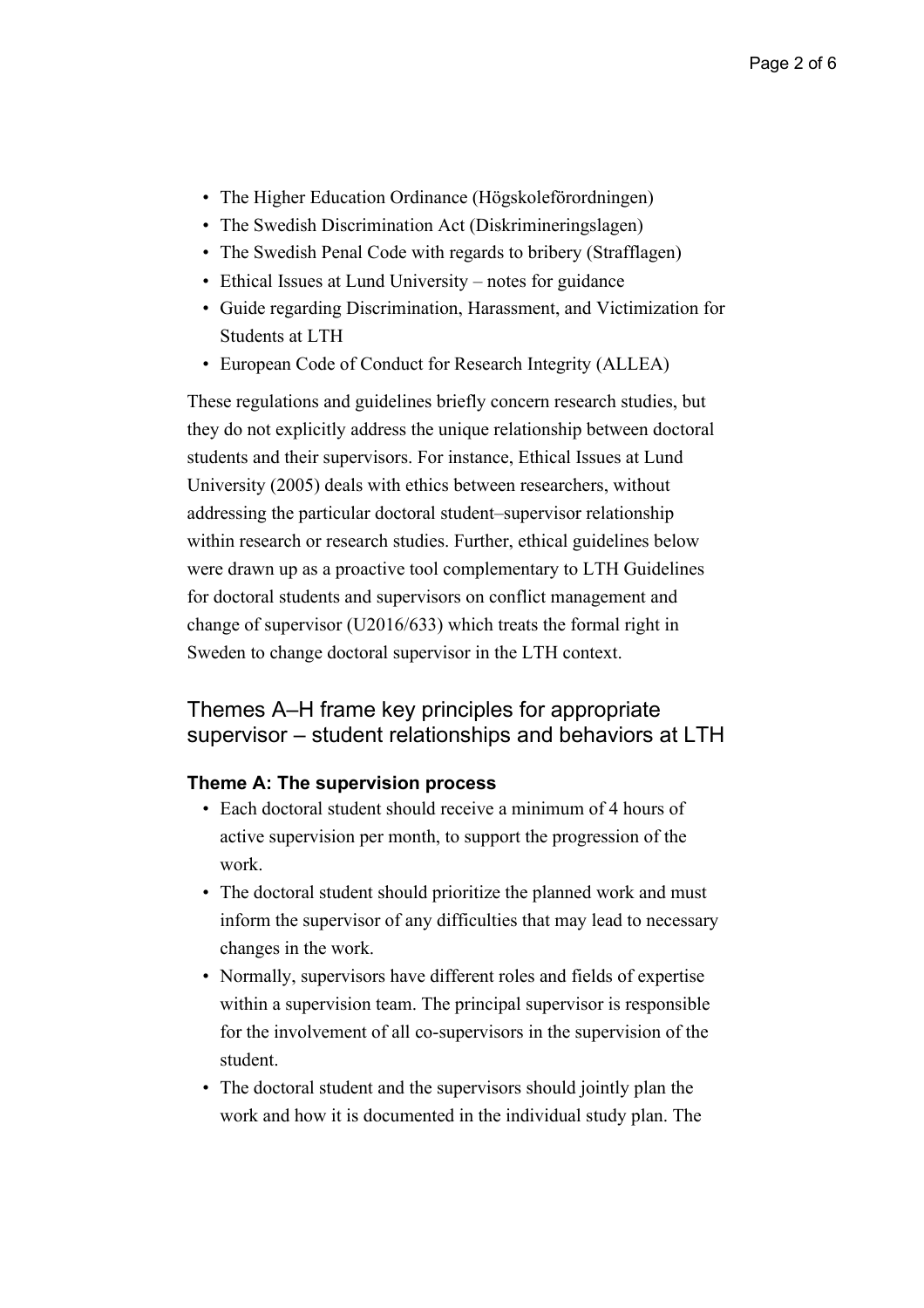- The Higher Education Ordinance (Högskoleförordningen)
- The Swedish Discrimination Act (Diskrimineringslagen)
- The Swedish Penal Code with regards to bribery (Strafflagen)
- Ethical Issues at Lund University – notes for guidance
- Guide regarding Discrimination, Harassment, and Victimization for Students at LTH
- European Code of Conduct for Research Integrity (ALLEA)

These regulations and guidelines briefly concern research studies, but they do not explicitly address the unique relationship between doctoral students and their supervisors. For instance, Ethical Issues at Lund University (2005) deals with ethics between researchers, without addressing the particular doctoral student–supervisor relationship within research or research studies. Further, ethical guidelines below were drawn up as a proactive tool complementary to LTH Guidelines for doctoral students and supervisors on conflict management and change of supervisor (U2016/633) which treats the formal right in Sweden to change doctoral supervisor in the LTH context.

## Themes A–H frame key principles for appropriate supervisor – student relationships and behaviors at LTH

### Theme A: The supervision process

- Each doctoral student should receive a minimum of 4 hours of active supervision per month, to support the progression of the work.
- The doctoral student should prioritize the planned work and must inform the supervisor of any difficulties that may lead to necessary changes in the work.
- Normally, supervisors have different roles and fields of expertise within a supervision team. The principal supervisor is responsible for the involvement of all co-supervisors in the supervision of the student.
- The doctoral student and the supervisors should jointly plan the work and how it is documented in the individual study plan. The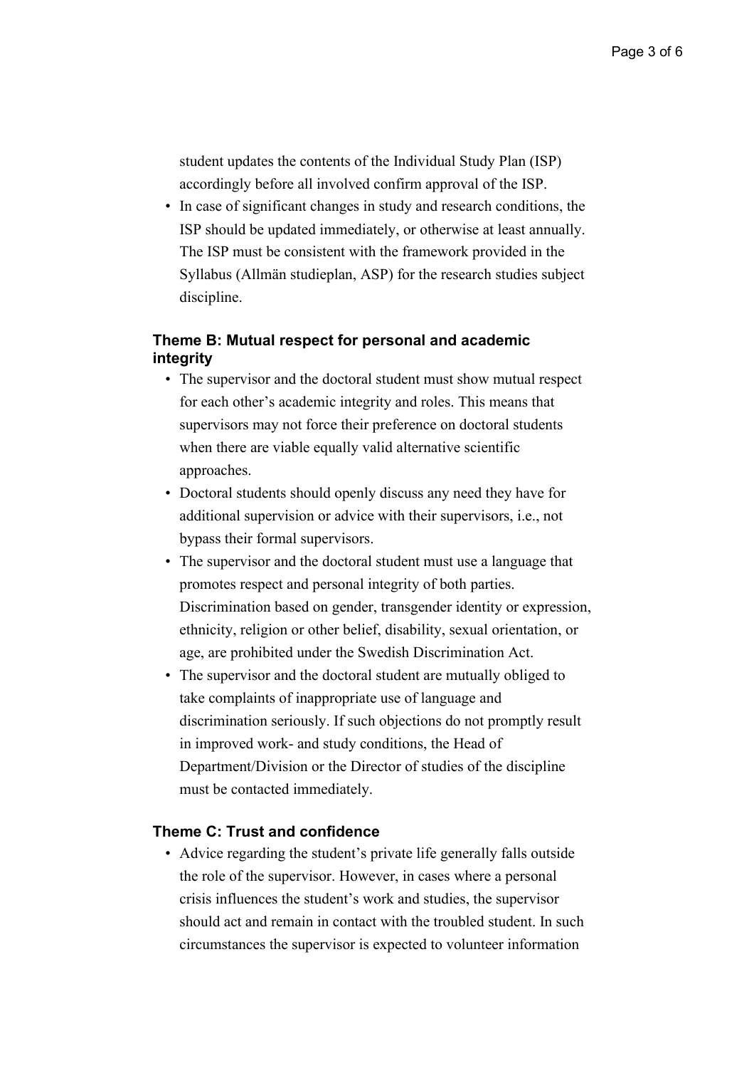student updates the contents of the Individual Study Plan (ISP) accordingly before all involved confirm approval of the ISP.

- In case of significant changes in study and research conditions, the ISP should be updated immediately, or otherwise at least annually. The ISP must be consistent with the framework provided in the Syllabus (Allmän studieplan, ASP) for the research studies subject discipline.

### Theme B: Mutual respect for personal and academic integrity

- The supervisor and the doctoral student must show mutual respect for each other's academic integrity and roles. This means that supervisors may not force their preference on doctoral students when there are viable equally valid alternative scientific approaches.
- Doctoral students should openly discuss any need they have for additional supervision or advice with their supervisors, i.e., not bypass their formal supervisors.
- The supervisor and the doctoral student must use a language that promotes respect and personal integrity of both parties. Discrimination based on gender, transgender identity or expression, ethnicity, religion or other belief, disability, sexual orientation, or age, are prohibited under the Swedish Discrimination Act.
- The supervisor and the doctoral student are mutually obliged to take complaints of inappropriate use of language and discrimination seriously. If such objections do not promptly result in improved work- and study conditions, the Head of Department/Division or the Director of studies of the discipline must be contacted immediately.

### Theme C: Trust and confidence

- Advice regarding the student's private life generally falls outside the role of the supervisor. However, in cases where a personal crisis influences the student's work and studies, the supervisor should act and remain in contact with the troubled student. In such circumstances the supervisor is expected to volunteer information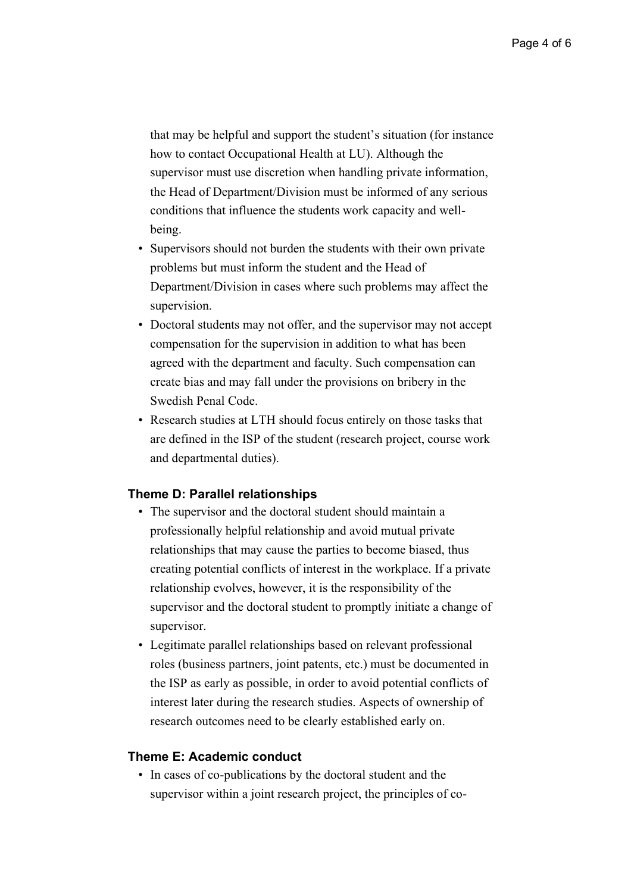that may be helpful and support the student's situation (for instance how to contact Occupational Health at LU). Although the supervisor must use discretion when handling private information, the Head of Department/Division must be informed of any serious conditions that influence the students work capacity and well-being.

- Supervisors should not burden the students with their own private problems but must inform the student and the Head of Department/Division in cases where such problems may affect the supervision.
- Doctoral students may not offer, and the supervisor may not accept compensation for the supervision in addition to what has been agreed with the department and faculty. Such compensation can create bias and may fall under the provisions on bribery in the Swedish Penal Code.
- Research studies at LTH should focus entirely on those tasks that are defined in the ISP of the student (research project, course work and departmental duties).

### Theme D: Parallel relationships

- The supervisor and the doctoral student should maintain a professionally helpful relationship and avoid mutual private relationships that may cause the parties to become biased, thus creating potential conflicts of interest in the workplace. If a private relationship evolves, however, it is the responsibility of the supervisor and the doctoral student to promptly initiate a change of supervisor.
- Legitimate parallel relationships based on relevant professional roles (business partners, joint patents, etc.) must be documented in the ISP as early as possible, in order to avoid potential conflicts of interest later during the research studies. Aspects of ownership of research outcomes need to be clearly established early on.

### Theme E: Academic conduct

- In cases of co-publications by the doctoral student and the supervisor within a joint research project, the principles of co-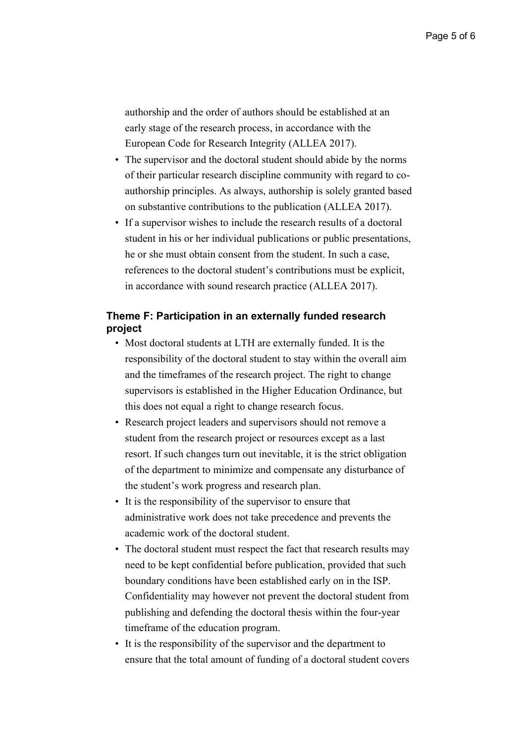authorship and the order of authors should be established at an early stage of the research process, in accordance with the European Code for Research Integrity (ALLEA 2017).

- The supervisor and the doctoral student should abide by the norms of their particular research discipline community with regard to co-authorship principles. As always, authorship is solely granted based on substantive contributions to the publication (ALLEA 2017).
- If a supervisor wishes to include the research results of a doctoral student in his or her individual publications or public presentations, he or she must obtain consent from the student. In such a case, references to the doctoral student's contributions must be explicit, in accordance with sound research practice (ALLEA 2017).

### Theme F: Participation in an externally funded research project

- Most doctoral students at LTH are externally funded. It is the responsibility of the doctoral student to stay within the overall aim and the timeframes of the research project. The right to change supervisors is established in the Higher Education Ordinance, but this does not equal a right to change research focus.
- Research project leaders and supervisors should not remove a student from the research project or resources except as a last resort. If such changes turn out inevitable, it is the strict obligation of the department to minimize and compensate any disturbance of the student's work progress and research plan.
- It is the responsibility of the supervisor to ensure that administrative work does not take precedence and prevents the academic work of the doctoral student.
- The doctoral student must respect the fact that research results may need to be kept confidential before publication, provided that such boundary conditions have been established early on in the ISP. Confidentiality may however not prevent the doctoral student from publishing and defending the doctoral thesis within the four-year timeframe of the education program.
- It is the responsibility of the supervisor and the department to ensure that the total amount of funding of a doctoral student covers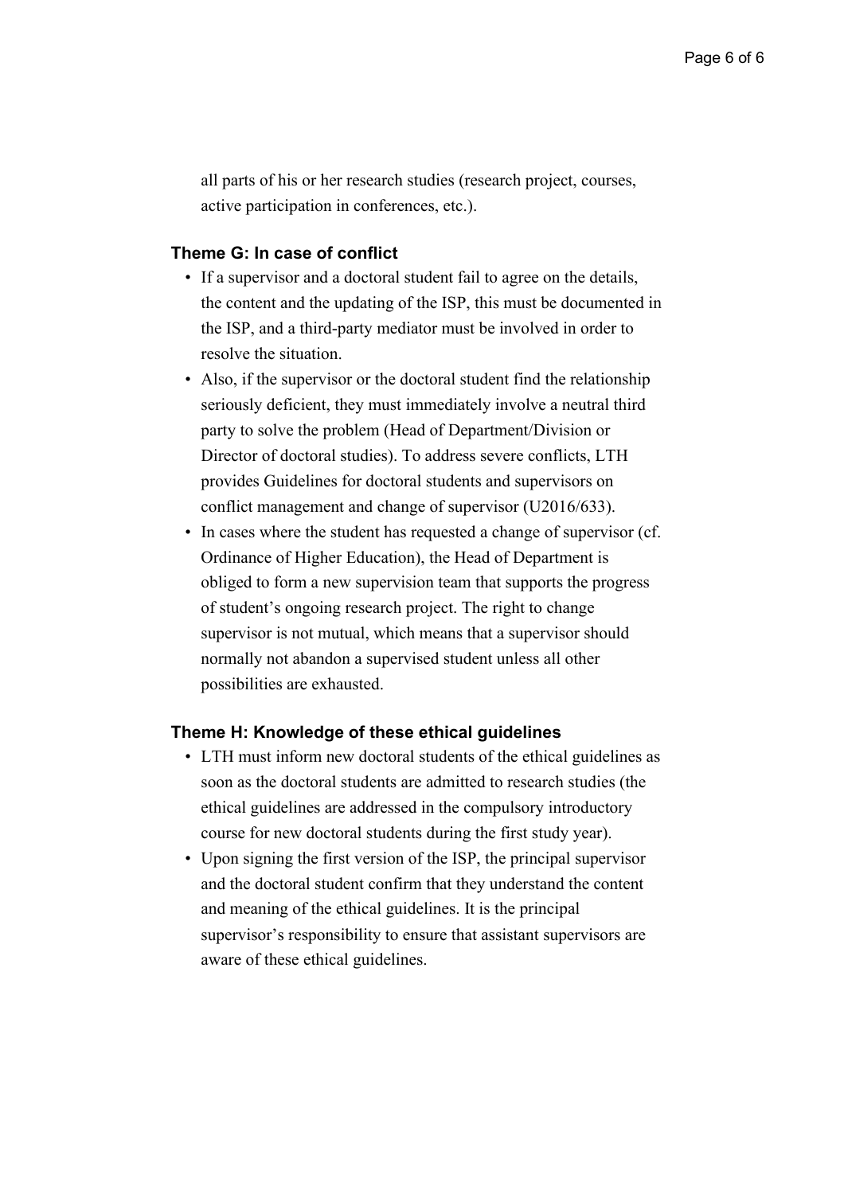all parts of his or her research studies (research project, courses, active participation in conferences, etc.).

### Theme G: In case of conflict

- If a supervisor and a doctoral student fail to agree on the details, the content and the updating of the ISP, this must be documented in the ISP, and a third-party mediator must be involved in order to resolve the situation.
- Also, if the supervisor or the doctoral student find the relationship seriously deficient, they must immediately involve a neutral third party to solve the problem (Head of Department/Division or Director of doctoral studies). To address severe conflicts, LTH provides Guidelines for doctoral students and supervisors on conflict management and change of supervisor (U2016/633).
- In cases where the student has requested a change of supervisor (cf. Ordinance of Higher Education), the Head of Department is obliged to form a new supervision team that supports the progress of student's ongoing research project. The right to change supervisor is not mutual, which means that a supervisor should normally not abandon a supervised student unless all other possibilities are exhausted.

### Theme H: Knowledge of these ethical guidelines

- LTH must inform new doctoral students of the ethical guidelines as soon as the doctoral students are admitted to research studies (the ethical guidelines are addressed in the compulsory introductory course for new doctoral students during the first study year).
- Upon signing the first version of the ISP, the principal supervisor and the doctoral student confirm that they understand the content and meaning of the ethical guidelines. It is the principal supervisor's responsibility to ensure that assistant supervisors are aware of these ethical guidelines.